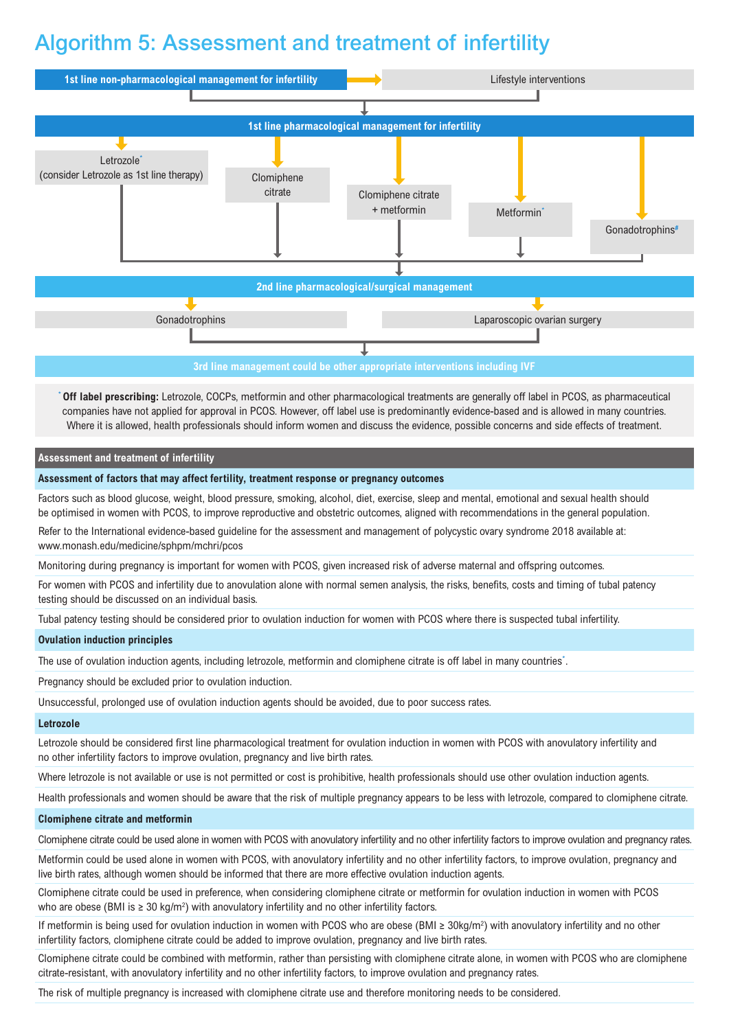# Algorithm 5: Assessment and treatment of infertility

**1st line non-pharmacological management for infertility** → Lifestyle interventions

**1st line pharmacological management for infertility**

- Letrozole* (consider Letrozole as 1st line therapy)
- Clomiphene citrate
- Clomiphene citrate + metformin
- Metformin*
- Gonadotrophins#

**2nd line pharmacological/surgical management**

- Gonadotrophins
- Laparoscopic ovarian surgery

**3rd line management could be other appropriate interventions including IVF**

* **Off label prescribing:** Letrozole, COCPs, metformin and other pharmacological treatments are generally off label in PCOS, as pharmaceutical companies have not applied for approval in PCOS. However, off label use is predominantly evidence-based and is allowed in many countries. Where it is allowed, health professionals should inform women and discuss the evidence, possible concerns and side effects of treatment.

## Assessment and treatment of infertility

### Assessment of factors that may affect fertility, treatment response or pregnancy outcomes

Factors such as blood glucose, weight, blood pressure, smoking, alcohol, diet, exercise, sleep and mental, emotional and sexual health should be optimised in women with PCOS, to improve reproductive and obstetric outcomes, aligned with recommendations in the general population.

Refer to the International evidence-based guideline for the assessment and management of polycystic ovary syndrome 2018 available at: www.monash.edu/medicine/sphpm/mchri/pcos

Monitoring during pregnancy is important for women with PCOS, given increased risk of adverse maternal and offspring outcomes.

For women with PCOS and infertility due to anovulation alone with normal semen analysis, the risks, benefits, costs and timing of tubal patency testing should be discussed on an individual basis.

Tubal patency testing should be considered prior to ovulation induction for women with PCOS where there is suspected tubal infertility.

### Ovulation induction principles

The use of ovulation induction agents, including letrozole, metformin and clomiphene citrate is off label in many countries*.

Pregnancy should be excluded prior to ovulation induction.

Unsuccessful, prolonged use of ovulation induction agents should be avoided, due to poor success rates.

### Letrozole

Letrozole should be considered first line pharmacological treatment for ovulation induction in women with PCOS with anovulatory infertility and no other infertility factors to improve ovulation, pregnancy and live birth rates.

Where letrozole is not available or use is not permitted or cost is prohibitive, health professionals should use other ovulation induction agents.

Health professionals and women should be aware that the risk of multiple pregnancy appears to be less with letrozole, compared to clomiphene citrate.

### Clomiphene citrate and metformin

Clomiphene citrate could be used alone in women with PCOS with anovulatory infertility and no other infertility factors to improve ovulation and pregnancy rates.

Metformin could be used alone in women with PCOS, with anovulatory infertility and no other infertility factors, to improve ovulation, pregnancy and live birth rates, although women should be informed that there are more effective ovulation induction agents.

Clomiphene citrate could be used in preference, when considering clomiphene citrate or metformin for ovulation induction in women with PCOS who are obese (BMI is ≥ 30 kg/m$^2$) with anovulatory infertility and no other infertility factors.

If metformin is being used for ovulation induction in women with PCOS who are obese (BMI ≥ 30kg/m$^2$) with anovulatory infertility and no other infertility factors, clomiphene citrate could be added to improve ovulation, pregnancy and live birth rates.

Clomiphene citrate could be combined with metformin, rather than persisting with clomiphene citrate alone, in women with PCOS who are clomiphene citrate-resistant, with anovulatory infertility and no other infertility factors, to improve ovulation and pregnancy rates.

The risk of multiple pregnancy is increased with clomiphene citrate use and therefore monitoring needs to be considered.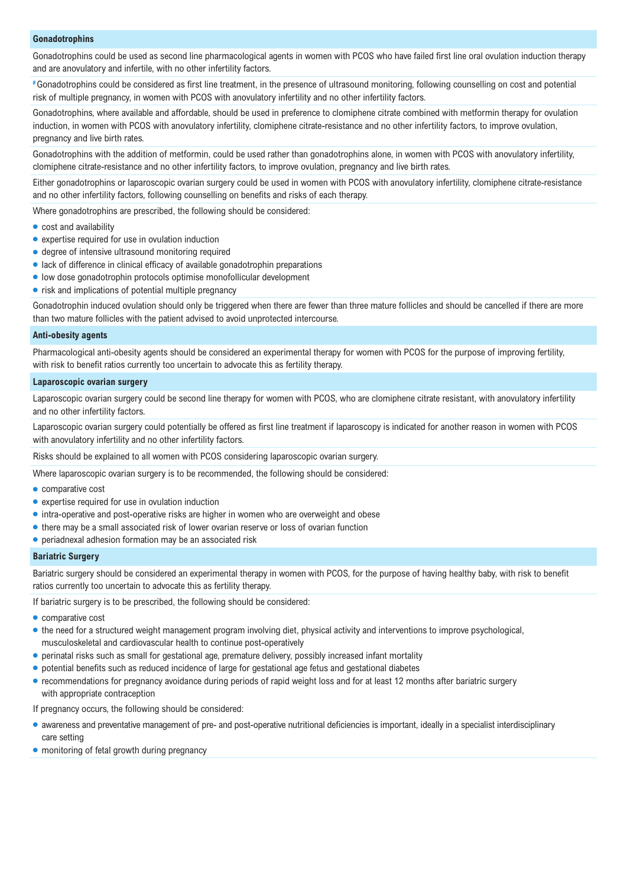### Gonadotrophins

Gonadotrophins could be used as second line pharmacological agents in women with PCOS who have failed first line oral ovulation induction therapy and are anovulatory and infertile, with no other infertility factors.

#Gonadotrophins could be considered as first line treatment, in the presence of ultrasound monitoring, following counselling on cost and potential risk of multiple pregnancy, in women with PCOS with anovulatory infertility and no other infertility factors.

Gonadotrophins, where available and affordable, should be used in preference to clomiphene citrate combined with metformin therapy for ovulation induction, in women with PCOS with anovulatory infertility, clomiphene citrate-resistance and no other infertility factors, to improve ovulation, pregnancy and live birth rates.

Gonadotrophins with the addition of metformin, could be used rather than gonadotrophins alone, in women with PCOS with anovulatory infertility, clomiphene citrate-resistance and no other infertility factors, to improve ovulation, pregnancy and live birth rates.

Either gonadotrophins or laparoscopic ovarian surgery could be used in women with PCOS with anovulatory infertility, clomiphene citrate-resistance and no other infertility factors, following counselling on benefits and risks of each therapy.

Where gonadotrophins are prescribed, the following should be considered:

- cost and availability
- expertise required for use in ovulation induction
- degree of intensive ultrasound monitoring required
- lack of difference in clinical efficacy of available gonadotrophin preparations
- low dose gonadotrophin protocols optimise monofollicular development
- risk and implications of potential multiple pregnancy

Gonadotrophin induced ovulation should only be triggered when there are fewer than three mature follicles and should be cancelled if there are more than two mature follicles with the patient advised to avoid unprotected intercourse.

### Anti-obesity agents

Pharmacological anti-obesity agents should be considered an experimental therapy for women with PCOS for the purpose of improving fertility, with risk to benefit ratios currently too uncertain to advocate this as fertility therapy.

### Laparoscopic ovarian surgery

Laparoscopic ovarian surgery could be second line therapy for women with PCOS, who are clomiphene citrate resistant, with anovulatory infertility and no other infertility factors.

Laparoscopic ovarian surgery could potentially be offered as first line treatment if laparoscopy is indicated for another reason in women with PCOS with anovulatory infertility and no other infertility factors.

Risks should be explained to all women with PCOS considering laparoscopic ovarian surgery.

Where laparoscopic ovarian surgery is to be recommended, the following should be considered:

- comparative cost
- expertise required for use in ovulation induction
- intra-operative and post-operative risks are higher in women who are overweight and obese
- there may be a small associated risk of lower ovarian reserve or loss of ovarian function
- periadnexal adhesion formation may be an associated risk

### Bariatric Surgery

Bariatric surgery should be considered an experimental therapy in women with PCOS, for the purpose of having healthy baby, with risk to benefit ratios currently too uncertain to advocate this as fertility therapy.

If bariatric surgery is to be prescribed, the following should be considered:

- comparative cost
- the need for a structured weight management program involving diet, physical activity and interventions to improve psychological, musculoskeletal and cardiovascular health to continue post-operatively
- perinatal risks such as small for gestational age, premature delivery, possibly increased infant mortality
- potential benefits such as reduced incidence of large for gestational age fetus and gestational diabetes
- recommendations for pregnancy avoidance during periods of rapid weight loss and for at least 12 months after bariatric surgery with appropriate contraception

If pregnancy occurs, the following should be considered:

- awareness and preventative management of pre- and post-operative nutritional deficiencies is important, ideally in a specialist interdisciplinary care setting
- monitoring of fetal growth during pregnancy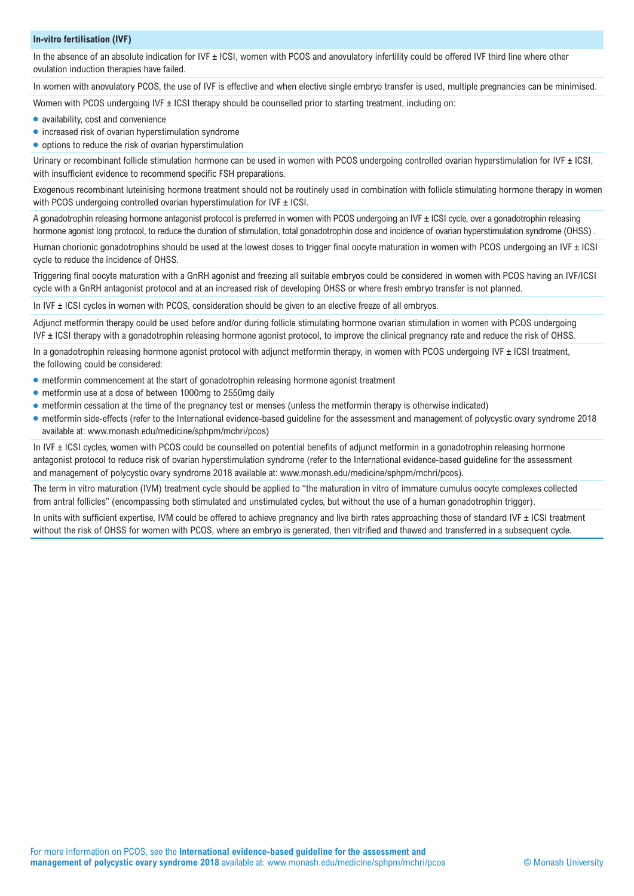## In-vitro fertilisation (IVF)

In the absence of an absolute indication for IVF ± ICSI, women with PCOS and anovulatory infertility could be offered IVF third line where other ovulation induction therapies have failed.

In women with anovulatory PCOS, the use of IVF is effective and when elective single embryo transfer is used, multiple pregnancies can be minimised.

Women with PCOS undergoing IVF ± ICSI therapy should be counselled prior to starting treatment, including on:

- availability, cost and convenience
- increased risk of ovarian hyperstimulation syndrome
- options to reduce the risk of ovarian hyperstimulation

Urinary or recombinant follicle stimulation hormone can be used in women with PCOS undergoing controlled ovarian hyperstimulation for IVF ± ICSI, with insufficient evidence to recommend specific FSH preparations.

Exogenous recombinant luteinising hormone treatment should not be routinely used in combination with follicle stimulating hormone therapy in women with PCOS undergoing controlled ovarian hyperstimulation for IVF ± ICSI.

A gonadotrophin releasing hormone antagonist protocol is preferred in women with PCOS undergoing an IVF ± ICSI cycle, over a gonadotrophin releasing hormone agonist long protocol, to reduce the duration of stimulation, total gonadotrophin dose and incidence of ovarian hyperstimulation syndrome (OHSS) .

Human chorionic gonadotrophins should be used at the lowest doses to trigger final oocyte maturation in women with PCOS undergoing an IVF ± ICSI cycle to reduce the incidence of OHSS.

Triggering final oocyte maturation with a GnRH agonist and freezing all suitable embryos could be considered in women with PCOS having an IVF/ICSI cycle with a GnRH antagonist protocol and at an increased risk of developing OHSS or where fresh embryo transfer is not planned.

In IVF ± ICSI cycles in women with PCOS, consideration should be given to an elective freeze of all embryos.

Adjunct metformin therapy could be used before and/or during follicle stimulating hormone ovarian stimulation in women with PCOS undergoing IVF ± ICSI therapy with a gonadotrophin releasing hormone agonist protocol, to improve the clinical pregnancy rate and reduce the risk of OHSS.

In a gonadotrophin releasing hormone agonist protocol with adjunct metformin therapy, in women with PCOS undergoing IVF ± ICSI treatment, the following could be considered:

- metformin commencement at the start of gonadotrophin releasing hormone agonist treatment
- metformin use at a dose of between 1000mg to 2550mg daily
- metformin cessation at the time of the pregnancy test or menses (unless the metformin therapy is otherwise indicated)
- metformin side-effects (refer to the International evidence-based guideline for the assessment and management of polycystic ovary syndrome 2018 available at: www.monash.edu/medicine/sphpm/mchri/pcos)

In IVF ± ICSI cycles, women with PCOS could be counselled on potential benefits of adjunct metformin in a gonadotrophin releasing hormone antagonist protocol to reduce risk of ovarian hyperstimulation syndrome (refer to the International evidence-based guideline for the assessment and management of polycystic ovary syndrome 2018 available at: www.monash.edu/medicine/sphpm/mchri/pcos).

The term in vitro maturation (IVM) treatment cycle should be applied to "the maturation in vitro of immature cumulus oocyte complexes collected from antral follicles" (encompassing both stimulated and unstimulated cycles, but without the use of a human gonadotrophin trigger).

In units with sufficient expertise, IVM could be offered to achieve pregnancy and live birth rates approaching those of standard IVF ± ICSI treatment without the risk of OHSS for women with PCOS, where an embryo is generated, then vitrified and thawed and transferred in a subsequent cycle.

For more information on PCOS, see the **International evidence-based guideline for the assessment and management of polycystic ovary syndrome 2018** available at: www.monash.edu/medicine/sphpm/mchri/pcos

© Monash University